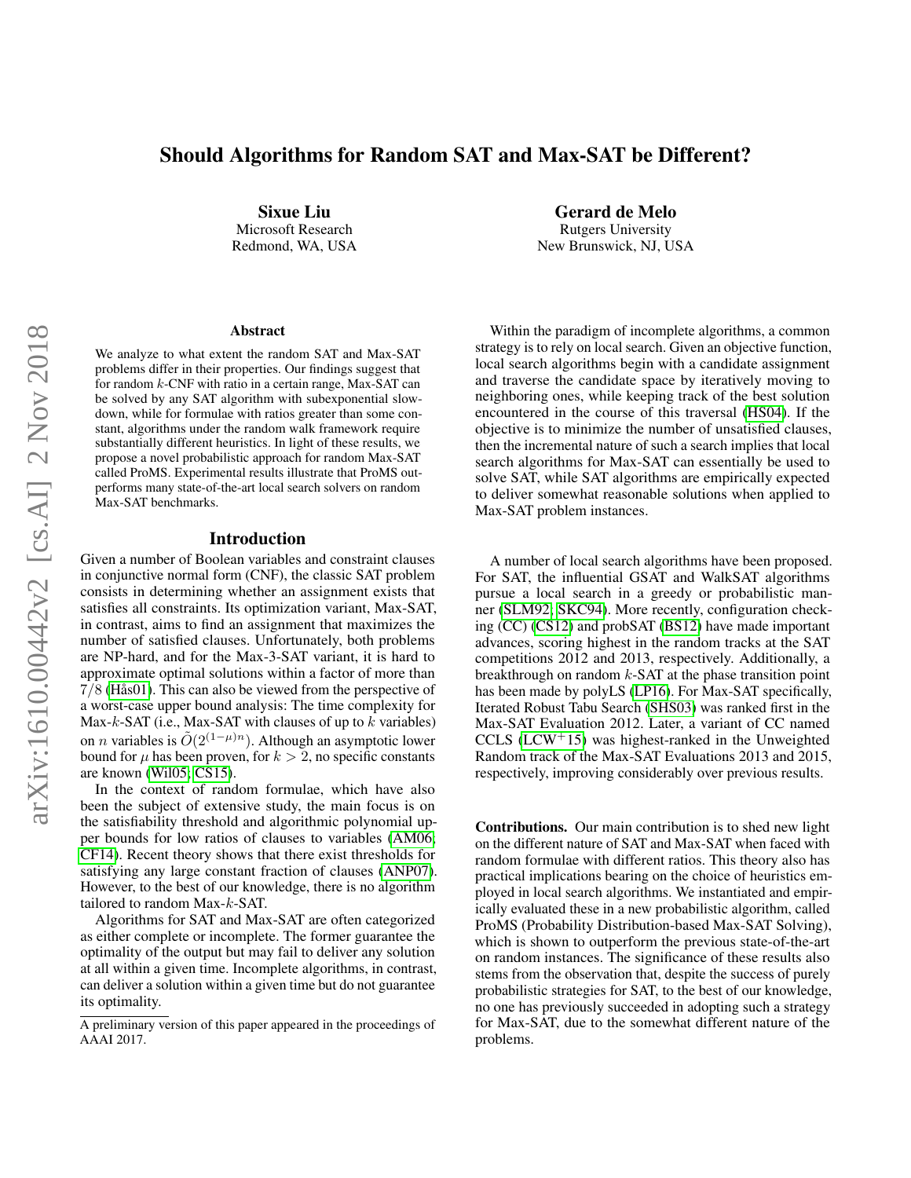# Should Algorithms for Random SAT and Max-SAT be Different?

**Sixue Liu**
Microsoft Research
Redmond, WA, USA

**Gerard de Melo**
Rutgers University
New Brunswick, NJ, USA

### Abstract

We analyze to what extent the random SAT and Max-SAT problems differ in their properties. Our findings suggest that for random $k$-CNF with ratio in a certain range, Max-SAT can be solved by any SAT algorithm with subexponential slowdown, while for formulae with ratios greater than some constant, algorithms under the random walk framework require substantially different heuristics. In light of these results, we propose a novel probabilistic approach for random Max-SAT called ProMS. Experimental results illustrate that ProMS outperforms many state-of-the-art local search solvers on random Max-SAT benchmarks.

## Introduction

Given a number of Boolean variables and constraint clauses in conjunctive normal form (CNF), the classic SAT problem consists in determining whether an assignment exists that satisfies all constraints. Its optimization variant, Max-SAT, in contrast, aims to find an assignment that maximizes the number of satisfied clauses. Unfortunately, both problems are NP-hard, and for the Max-3-SAT variant, it is hard to approximate optimal solutions within a factor of more than $7/8$ (Hås01). This can also be viewed from the perspective of a worst-case upper bound analysis: The time complexity for Max-$k$-SAT (i.e., Max-SAT with clauses of up to $k$ variables) on $n$ variables is $\tilde{O}(2^{(1-\mu)n})$. Although an asymptotic lower bound for $\mu$ has been proven, for $k > 2$, no specific constants are known (Wil05; CS15).

In the context of random formulae, which have also been the subject of extensive study, the main focus is on the satisfiability threshold and algorithmic polynomial upper bounds for low ratios of clauses to variables (AM06; CF14). Recent theory shows that there exist thresholds for satisfying any large constant fraction of clauses (ANP07). However, to the best of our knowledge, there is no algorithm tailored to random Max-$k$-SAT.

Algorithms for SAT and Max-SAT are often categorized as either complete or incomplete. The former guarantee the optimality of the output but may fail to deliver any solution at all within a given time. Incomplete algorithms, in contrast, can deliver a solution within a given time but do not guarantee its optimality.

Within the paradigm of incomplete algorithms, a common strategy is to rely on local search. Given an objective function, local search algorithms begin with a candidate assignment and traverse the candidate space by iteratively moving to neighboring ones, while keeping track of the best solution encountered in the course of this traversal (HS04). If the objective is to minimize the number of unsatisfied clauses, then the incremental nature of such a search implies that local search algorithms for Max-SAT can essentially be used to solve SAT, while SAT algorithms are empirically expected to deliver somewhat reasonable solutions when applied to Max-SAT problem instances.

A number of local search algorithms have been proposed. For SAT, the influential GSAT and WalkSAT algorithms pursue a local search in a greedy or probabilistic manner (SLM92; SKC94). More recently, configuration checking (CC) (CS12) and probSAT (BS12) have made important advances, scoring highest in the random tracks at the SAT competitions 2012 and 2013, respectively. Additionally, a breakthrough on random $k$-SAT at the phase transition point has been made by polyLS (LP16). For Max-SAT specifically, Iterated Robust Tabu Search (SHS03) was ranked first in the Max-SAT Evaluation 2012. Later, a variant of CC named CCLS (LCW+15) was highest-ranked in the Unweighted Random track of the Max-SAT Evaluations 2013 and 2015, respectively, improving considerably over previous results.

**Contributions.** Our main contribution is to shed new light on the different nature of SAT and Max-SAT when faced with random formulae with different ratios. This theory also has practical implications bearing on the choice of heuristics employed in local search algorithms. We instantiated and empirically evaluated these in a new probabilistic algorithm, called ProMS (Probability Distribution-based Max-SAT Solving), which is shown to outperform the previous state-of-the-art on random instances. The significance of these results also stems from the observation that, despite the success of purely probabilistic strategies for SAT, to the best of our knowledge, no one has previously succeeded in adopting such a strategy for Max-SAT, due to the somewhat different nature of the problems.

A preliminary version of this paper appeared in the proceedings of AAAI 2017.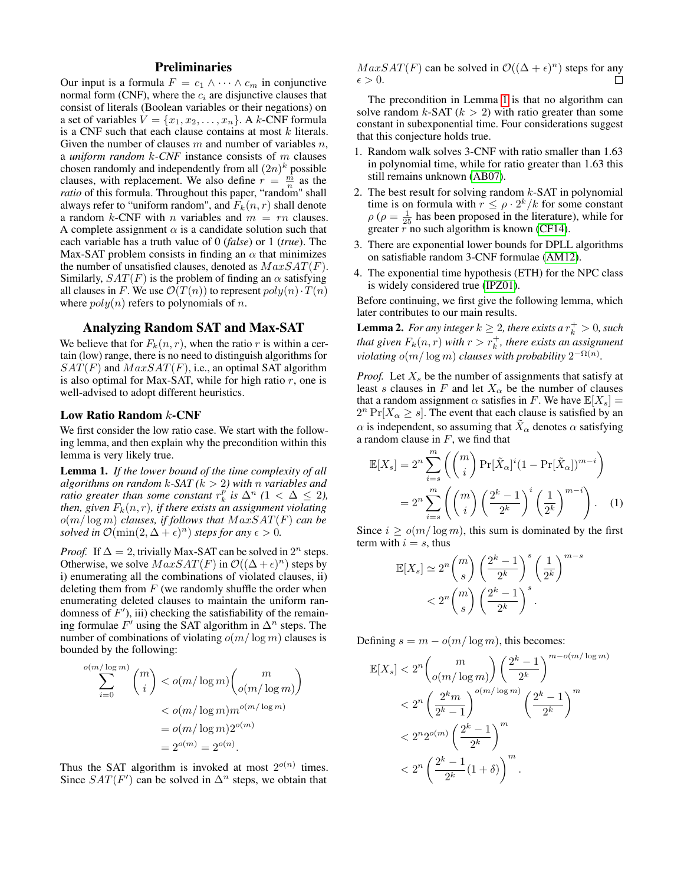## Preliminaries

Our input is a formula $F = c_1 \wedge \cdots \wedge c_m$ in conjunctive normal form (CNF), where the $c_i$ are disjunctive clauses that consist of literals (Boolean variables or their negations) on a set of variables $V = \{x_1, x_2, \ldots, x_n\}$. A $k$-CNF formula is a CNF such that each clause contains at most $k$ literals. Given the number of clauses $m$ and number of variables $n$, a ***uniform random** $k$-**CNF*** instance consists of $m$ clauses chosen randomly and independently from all $(2n)^k$ possible clauses, with replacement. We also define $r = \frac{m}{n}$ as the *ratio* of this formula. Throughout this paper, "random" shall always refer to "uniform random", and $F_k(n, r)$ shall denote a random $k$-CNF with $n$ variables and $m = rn$ clauses. A complete assignment $\alpha$ is a candidate solution such that each variable has a truth value of 0 (*false*) or 1 (*true*). The Max-SAT problem consists in finding an $\alpha$ that minimizes the number of unsatisfied clauses, denoted as $MaxSAT(F)$. Similarly, $SAT(F)$ is the problem of finding an $\alpha$ satisfying all clauses in $F$. We use $\mathcal{O}(T(n))$ to represent $poly(n) \cdot T(n)$ where $poly(n)$ refers to polynomials of $n$.

## Analyzing Random SAT and Max-SAT

We believe that for $F_k(n, r)$, when the ratio $r$ is within a certain (low) range, there is no need to distinguish algorithms for $SAT(F)$ and $MaxSAT(F)$, i.e., an optimal SAT algorithm is also optimal for Max-SAT, while for high ratio $r$, one is well-advised to adopt different heuristics.

### Low Ratio Random $k$-CNF

We first consider the low ratio case. We start with the following lemma, and then explain why the precondition within this lemma is very likely true.

**Lemma 1.** *If the lower bound of the time complexity of all algorithms on random $k$-SAT ($k > 2$) with $n$ variables and ratio greater than some constant $r_k^p$ is $\Delta^n$ ($1 < \Delta \leq 2$), then, given $F_k(n, r)$, if there exists an assignment violating $o(m/\log m)$ clauses, if follows that $MaxSAT(F)$ can be solved in $\mathcal{O}(\min(2, \Delta + \epsilon)^n)$ steps for any $\epsilon > 0$.*

*Proof.* If $\Delta = 2$, trivially Max-SAT can be solved in $2^n$ steps. Otherwise, we solve $MaxSAT(F)$ in $\mathcal{O}((\Delta + \epsilon)^n)$ steps by i) enumerating all the combinations of violated clauses, ii) deleting them from $F$ (we randomly shuffle the order when enumerating deleted clauses to maintain the uniform randomness of $F'$), iii) checking the satisfiability of the remaining formulae $F'$ using the SAT algorithm in $\Delta^n$ steps. The number of combinations of violating $o(m/\log m)$ clauses is bounded by the following:

$$
\begin{aligned}
\sum_{i=0}^{o(m/\log m)} \binom{m}{i} &< o(m/\log m)\binom{m}{o(m/\log m)} \\
&< o(m/\log m) m^{o(m/\log m)} \\
&= o(m/\log m) 2^{o(m)} \\
&= 2^{o(m)} = 2^{o(n)}.
\end{aligned}
$$

Thus the SAT algorithm is invoked at most $2^{o(n)}$ times. Since $SAT(F')$ can be solved in $\Delta^n$ steps, we obtain that $MaxSAT(F)$ can be solved in $\mathcal{O}((\Delta + \epsilon)^n)$ steps for any $\epsilon > 0$. $\square$

The precondition in Lemma 1 is that no algorithm can solve random $k$-SAT ($k > 2$) with ratio greater than some constant in subexponential time. Four considerations suggest that this conjecture holds true.

1. Random walk solves 3-CNF with ratio smaller than 1.63 in polynomial time, while for ratio greater than 1.63 this still remains unknown (AB07).
2. The best result for solving random $k$-SAT in polynomial time is on formula with $r \leq \rho \cdot 2^k/k$ for some constant $\rho$ ($\rho = \frac{1}{25}$ has been proposed in the literature), while for greater $r$ no such algorithm is known (CF14).
3. There are exponential lower bounds for DPLL algorithms on satisfiable random 3-CNF formulae (AM12).
4. The exponential time hypothesis (ETH) for the NPC class is widely considered true (IPZ01).

Before continuing, we first give the following lemma, which later contributes to our main results.

**Lemma 2.** *For any integer $k \geq 2$, there exists a $r_k^+ > 0$, such that given $F_k(n, r)$ with $r > r_k^+$, there exists an assignment violating $o(m/\log m)$ clauses with probability $2^{-\Omega(n)}$.*

*Proof.* Let $X_s$ be the number of assignments that satisfy at least $s$ clauses in $F$ and let $X_\alpha$ be the number of clauses that a random assignment $\alpha$ satisfies in $F$. We have $\mathbb{E}[X_s] = 2^n \Pr[X_\alpha \geq s]$. The event that each clause is satisfied by an $\alpha$ is independent, so assuming that $\tilde{X}_\alpha$ denotes $\alpha$ satisfying a random clause in $F$, we find that

$$
\begin{aligned}
\mathbb{E}[X_s] &= 2^n \sum_{i=s}^{m} \left( \binom{m}{i} \Pr[\tilde{X}_\alpha]^i (1 - \Pr[\tilde{X}_\alpha])^{m-i} \right) \\
&= 2^n \sum_{i=s}^{m} \left( \binom{m}{i} \left(\frac{2^k - 1}{2^k}\right)^i \left(\frac{1}{2^k}\right)^{m-i} \right). \quad (1)
\end{aligned}
$$

Since $i \geq o(m/\log m)$, this sum is dominated by the first term with $i = s$, thus

$$
\begin{aligned}
\mathbb{E}[X_s] &\simeq 2^n \binom{m}{s} \left(\frac{2^k - 1}{2^k}\right)^s \left(\frac{1}{2^k}\right)^{m-s} \\
&< 2^n \binom{m}{s} \left(\frac{2^k - 1}{2^k}\right)^s.
\end{aligned}
$$

Defining $s = m - o(m/\log m)$, this becomes:

$$
\begin{aligned}
\mathbb{E}[X_s] &< 2^n \binom{m}{o(m/\log m)} \left(\frac{2^k - 1}{2^k}\right)^{m - o(m/\log m)} \\
&< 2^n \left(\frac{2^k m}{2^k - 1}\right)^{o(m/\log m)} \left(\frac{2^k - 1}{2^k}\right)^m \\
&< 2^n 2^{o(m)} \left(\frac{2^k - 1}{2^k}\right)^m \\
&< 2^n \left(\frac{2^k - 1}{2^k}(1 + \delta)\right)^m.
\end{aligned}
$$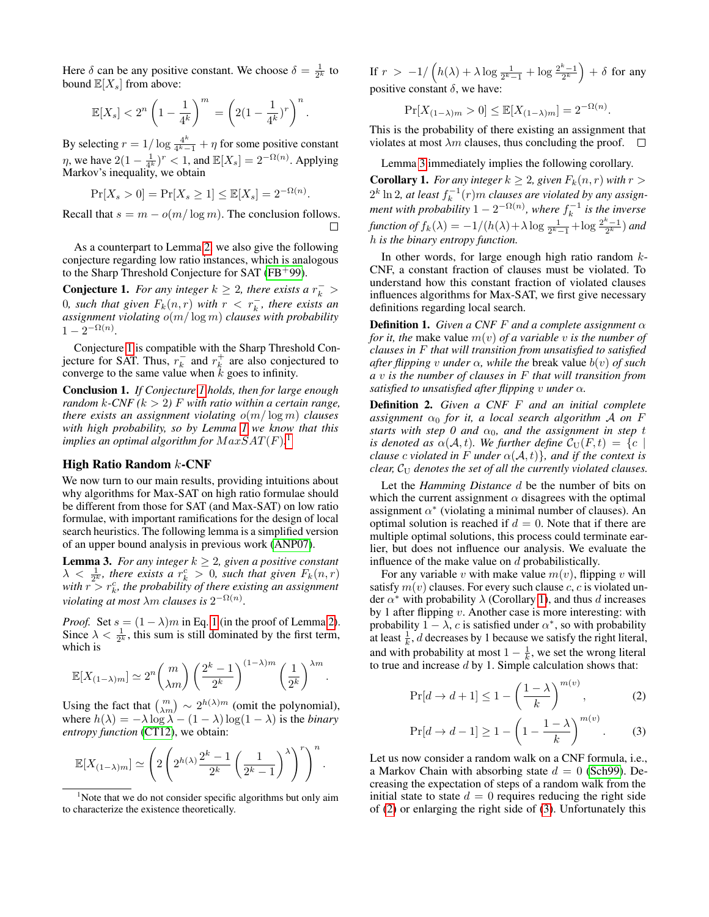Here $\delta$ can be any positive constant. We choose $\delta = \frac{1}{2^k}$ to bound $\mathbb{E}[X_s]$ from above:

$$\mathbb{E}[X_s] < 2^n \left(1 - \frac{1}{4^k}\right)^m = \left(2(1 - \frac{1}{4^k})^r\right)^n.$$

By selecting $r = 1/\log \frac{4^k}{4^k - 1} + \eta$ for some positive constant $\eta$, we have $2(1 - \frac{1}{4^k})^r < 1$, and $\mathbb{E}[X_s] = 2^{-\Omega(n)}$. Applying Markov's inequality, we obtain

$$\Pr[X_s > 0] = \Pr[X_s \geq 1] \leq \mathbb{E}[X_s] = 2^{-\Omega(n)}.$$

Recall that $s = m - o(m/\log m)$. The conclusion follows. □

As a counterpart to Lemma 2, we also give the following conjecture regarding low ratio instances, which is analogous to the Sharp Threshold Conjecture for SAT (FB+99).

**Conjecture 1.** *For any integer $k \geq 2$, there exists a $r_k^- > 0$, such that given $F_k(n, r)$ with $r < r_k^-$, there exists an assignment violating $o(m/\log m)$ clauses with probability $1 - 2^{-\Omega(n)}$.*

Conjecture 1 is compatible with the Sharp Threshold Conjecture for SAT. Thus, $r_k^-$ and $r_k^+$ are also conjectured to converge to the same value when $k$ goes to infinity.

**Conclusion 1.** *If Conjecture 1 holds, then for large enough random $k$-CNF ($k > 2$) $F$ with ratio within a certain range, there exists an assignment violating $o(m/\log m)$ clauses with high probability, so by Lemma 1 we know that this implies an optimal algorithm for $MaxSAT(F)$.*[1]

## High Ratio Random $k$-CNF

We now turn to our main results, providing intuitions about why algorithms for Max-SAT on high ratio formulae should be different from those for SAT (and Max-SAT) on low ratio formulae, with important ramifications for the design of local search heuristics. The following lemma is a simplified version of an upper bound analysis in previous work (ANP07).

**Lemma 3.** *For any integer $k \geq 2$, given a positive constant $\lambda < \frac{1}{2^k}$, there exists a $r_k^c > 0$, such that given $F_k(n, r)$ with $r > r_k^c$, the probability of there existing an assignment violating at most $\lambda m$ clauses is $2^{-\Omega(n)}$.*

*Proof.* Set $s = (1 - \lambda)m$ in Eq. 1 (in the proof of Lemma 2). Since $\lambda < \frac{1}{2^k}$, this sum is still dominated by the first term, which is

$$\mathbb{E}[X_{(1-\lambda)m}] \simeq 2^n \binom{m}{\lambda m} \left(\frac{2^k - 1}{2^k}\right)^{(1-\lambda)m} \left(\frac{1}{2^k}\right)^{\lambda m}.$$

Using the fact that $\binom{m}{\lambda m} \sim 2^{h(\lambda)m}$ (omit the polynomial), where $h(\lambda) = -\lambda \log \lambda - (1 - \lambda) \log(1 - \lambda)$ is the *binary entropy function* (CT12), we obtain:

$$\mathbb{E}[X_{(1-\lambda)m}] \simeq \left(2\left(2^{h(\lambda)} \frac{2^k - 1}{2^k} \left(\frac{1}{2^k - 1}\right)^{\lambda}\right)^r\right)^n.$$

If $r > -1/\left(h(\lambda) + \lambda \log \frac{1}{2^k - 1} + \log \frac{2^k - 1}{2^k}\right) + \delta$ for any positive constant $\delta$, we have:

$$\Pr[X_{(1-\lambda)m} > 0] \leq \mathbb{E}[X_{(1-\lambda)m}] = 2^{-\Omega(n)}.$$

This is the probability of there existing an assignment that violates at most $\lambda m$ clauses, thus concluding the proof. □

Lemma 3 immediately implies the following corollary.

**Corollary 1.** *For any integer $k \geq 2$, given $F_k(n, r)$ with $r > 2^k \ln 2$, at least $f_k^{-1}(r)m$ clauses are violated by any assignment with probability $1 - 2^{-\Omega(n)}$, where $f_k^{-1}$ is the inverse function of $f_k(\lambda) = -1/(h(\lambda) + \lambda \log \frac{1}{2^k - 1} + \log \frac{2^k - 1}{2^k})$ and $h$ is the binary entropy function.*

In other words, for large enough high ratio random $k$-CNF, a constant fraction of clauses must be violated. To understand how this constant fraction of violated clauses influences algorithms for Max-SAT, we first give necessary definitions regarding local search.

**Definition 1.** *Given a CNF $F$ and a complete assignment $\alpha$ for it, the* make value *$m(v)$ of a variable $v$ is the number of clauses in $F$ that will transition from unsatisfied to satisfied after flipping $v$ under $\alpha$, while the* break value *$b(v)$ of such a $v$ is the number of clauses in $F$ that will transition from satisfied to unsatisfied after flipping $v$ under $\alpha$.*

**Definition 2.** *Given a CNF $F$ and an initial complete assignment $\alpha_0$ for it, a local search algorithm $\mathcal{A}$ on $F$ starts with step 0 and $\alpha_0$, and the assignment in step $t$ is denoted as $\alpha(\mathcal{A}, t)$. We further define $\mathcal{C}_{\mathrm{U}}(F, t) = \{c \mid$ clause $c$ violated in $F$ under $\alpha(\mathcal{A}, t)\}$, and if the context is clear, $\mathcal{C}_{\mathrm{U}}$ denotes the set of all the currently violated clauses.*

Let the *Hamming Distance* $d$ be the number of bits on which the current assignment $\alpha$ disagrees with the optimal assignment $\alpha^*$ (violating a minimal number of clauses). An optimal solution is reached if $d = 0$. Note that if there are multiple optimal solutions, this process could terminate earlier, but does not influence our analysis. We evaluate the influence of the make value on $d$ probabilistically.

For any variable $v$ with make value $m(v)$, flipping $v$ will satisfy $m(v)$ clauses. For every such clause $c$, $c$ is violated under $\alpha^*$ with probability $\lambda$ (Corollary 1), and thus $d$ increases by 1 after flipping $v$. Another case is more interesting: with probability $1 - \lambda$, $c$ is satisfied under $\alpha^*$, so with probability at least $\frac{1}{k}$, $d$ decreases by 1 because we satisfy the right literal, and with probability at most $1 - \frac{1}{k}$, we set the wrong literal to true and increase $d$ by 1. Simple calculation shows that:

$$\Pr[d \to d + 1] \leq 1 - \left(\frac{1 - \lambda}{k}\right)^{m(v)}, \tag{2}$$

$$\Pr[d \to d - 1] \geq 1 - \left(1 - \frac{1 - \lambda}{k}\right)^{m(v)}. \tag{3}$$

Let us now consider a random walk on a CNF formula, i.e., a Markov Chain with absorbing state $d = 0$ (Sch99). Decreasing the expectation of steps of a random walk from the initial state to state $d = 0$ requires reducing the right side of (2) or enlarging the right side of (3). Unfortunately this

[1] Note that we do not consider specific algorithms but only aim to characterize the existence theoretically.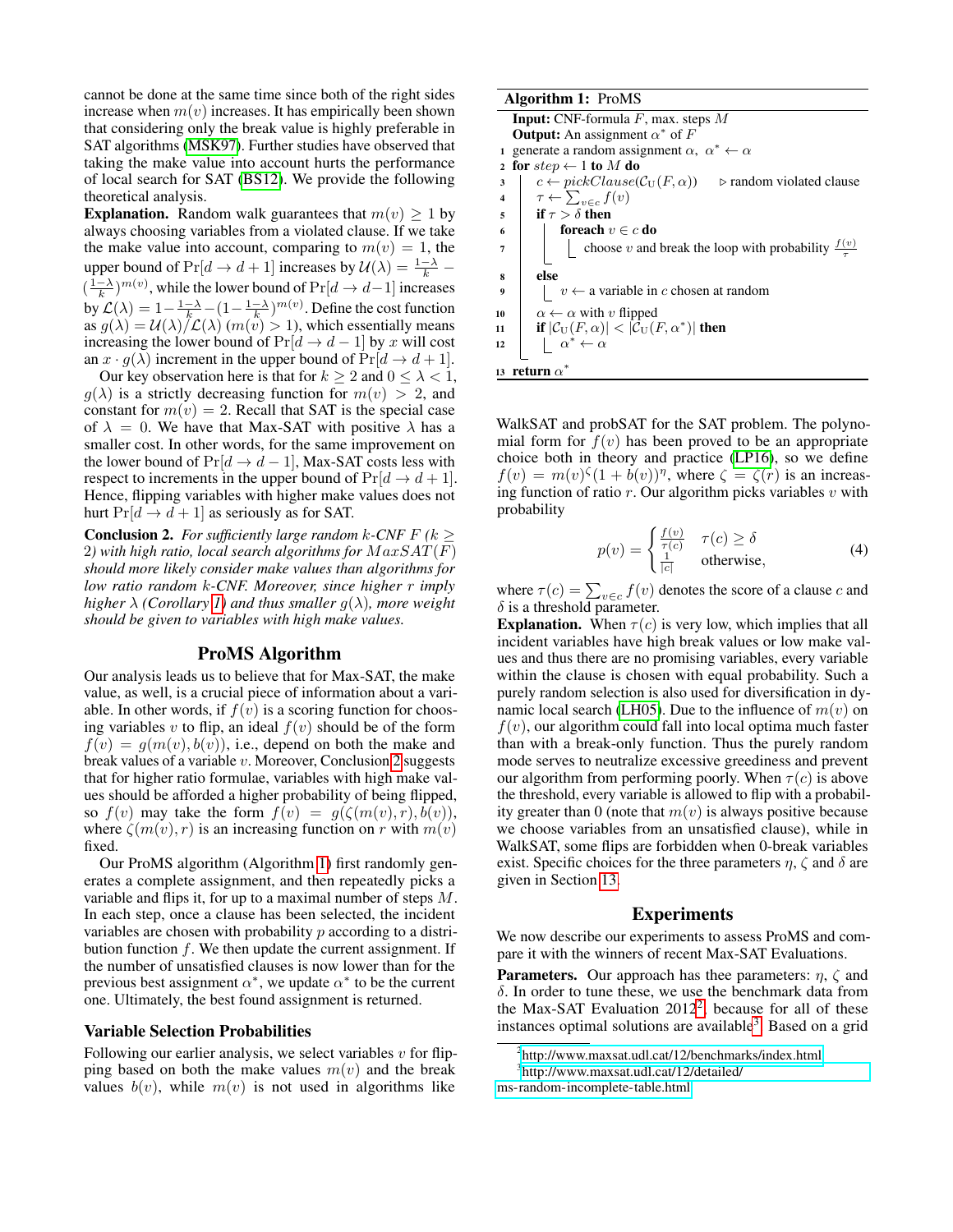cannot be done at the same time since both of the right sides increase when $m(v)$ increases. It has empirically been shown that considering only the break value is highly preferable in SAT algorithms (MSK97). Further studies have observed that taking the make value into account hurts the performance of local search for SAT (BS12). We provide the following theoretical analysis.

**Explanation.** Random walk guarantees that $m(v) \geq 1$ by always choosing variables from a violated clause. If we take the make value into account, comparing to $m(v) = 1$, the upper bound of $\Pr[d \to d+1]$ increases by $\mathcal{U}(\lambda) = \frac{1-\lambda}{k} - (\frac{1-\lambda}{k})^{m(v)}$, while the lower bound of $\Pr[d \to d-1]$ increases by $\mathcal{L}(\lambda) = 1 - \frac{1-\lambda}{k} - (1 - \frac{1-\lambda}{k})^{m(v)}$. Define the cost function as $g(\lambda) = \mathcal{U}(\lambda)/\mathcal{L}(\lambda)$ $(m(v) > 1)$, which essentially means increasing the lower bound of $\Pr[d \to d-1]$ by $x$ will cost an $x \cdot g(\lambda)$ increment in the upper bound of $\Pr[d \to d+1]$.

Our key observation here is that for $k \geq 2$ and $0 \leq \lambda < 1$, $g(\lambda)$ is a strictly decreasing function for $m(v) > 2$, and constant for $m(v) = 2$. Recall that SAT is the special case of $\lambda = 0$. We have that Max-SAT with positive $\lambda$ has a smaller cost. In other words, for the same improvement on the lower bound of $\Pr[d \to d-1]$, Max-SAT costs less with respect to increments in the upper bound of $\Pr[d \to d+1]$. Hence, flipping variables with higher make values does not hurt $\Pr[d \to d+1]$ as seriously as for SAT.

**Conclusion 2.** *For sufficiently large random $k$-CNF $F$ ($k \geq 2$) with high ratio, local search algorithms for $MaxSAT(F)$ should more likely consider make values than algorithms for low ratio random $k$-CNF. Moreover, since higher $r$ imply higher $\lambda$ (Corollary 1) and thus smaller $g(\lambda)$, more weight should be given to variables with high make values.*

## ProMS Algorithm

Our analysis leads us to believe that for Max-SAT, the make value, as well, is a crucial piece of information about a variable. In other words, if $f(v)$ is a scoring function for choosing variables $v$ to flip, an ideal $f(v)$ should be of the form $f(v) = g(m(v), b(v))$, i.e., depend on both the make and break values of a variable $v$. Moreover, Conclusion 2 suggests that for higher ratio formulae, variables with high make values should be afforded a higher probability of being flipped, so $f(v)$ may take the form $f(v) = g(\zeta(m(v), r), b(v))$, where $\zeta(m(v), r)$ is an increasing function on $r$ with $m(v)$ fixed.

Our ProMS algorithm (Algorithm 1) first randomly generates a complete assignment, and then repeatedly picks a variable and flips it, for up to a maximal number of steps $M$. In each step, once a clause has been selected, the incident variables are chosen with probability $p$ according to a distribution function $f$. We then update the current assignment. If the number of unsatisfied clauses is now lower than for the previous best assignment $\alpha^*$, we update $\alpha^*$ to be the current one. Ultimately, the best found assignment is returned.

**Algorithm 1:** ProMS

```
Input: CNF-formula F, max. steps M
Output: An assignment α* of F
1  generate a random assignment α, α* ← α
2  for step ← 1 to M do
3      c ← pickClause(C_U(F, α))          ▷ random violated clause
4      τ ← Σ_{v∈c} f(v)
5      if τ > δ then
6          foreach v ∈ c do
7              choose v and break the loop with probability f(v)/τ
8      else
9          v ← a variable in c chosen at random
10     α ← α with v flipped
11     if |C_U(F, α)| < |C_U(F, α*)| then
12         α* ← α
13 return α*
```

### Variable Selection Probabilities

Following our earlier analysis, we select variables $v$ for flipping based on both the make values $m(v)$ and the break values $b(v)$, while $m(v)$ is not used in algorithms like WalkSAT and probSAT for the SAT problem. The polynomial form for $f(v)$ has been proved to be an appropriate choice both in theory and practice (LP16), so we define $f(v) = m(v)^{\zeta}(1 + b(v))^{\eta}$, where $\zeta = \zeta(r)$ is an increasing function of ratio $r$. Our algorithm picks variables $v$ with probability

$$p(v) = \begin{cases} \frac{f(v)}{\tau(c)} & \tau(c) \geq \delta \\ \frac{1}{|c|} & \text{otherwise,} \end{cases} \tag{4}$$

where $\tau(c) = \sum_{v \in c} f(v)$ denotes the score of a clause $c$ and $\delta$ is a threshold parameter.

**Explanation.** When $\tau(c)$ is very low, which implies that all incident variables have high break values or low make values and thus there are no promising variables, every variable within the clause is chosen with equal probability. Such a purely random selection is also used for diversification in dynamic local search (LH05). Due to the influence of $m(v)$ on $f(v)$, our algorithm could fall into local optima much faster than with a break-only function. Thus the purely random mode serves to neutralize excessive greediness and prevent our algorithm from performing poorly. When $\tau(c)$ is above the threshold, every variable is allowed to flip with a probability greater than 0 (note that $m(v)$ is always positive because we choose variables from an unsatisfied clause), while in WalkSAT, some flips are forbidden when 0-break variables exist. Specific choices for the three parameters $\eta$, $\zeta$ and $\delta$ are given in Section 13.

## Experiments

We now describe our experiments to assess ProMS and compare it with the winners of recent Max-SAT Evaluations.

**Parameters.** Our approach has thee parameters: $\eta$, $\zeta$ and $\delta$. In order to tune these, we use the benchmark data from the Max-SAT Evaluation 2012[2], because for all of these instances optimal solutions are available[3]. Based on a grid

[2] http://www.maxsat.udl.cat/12/benchmarks/index.html

[3] http://www.maxsat.udl.cat/12/detailed/ms-random-incomplete-table.html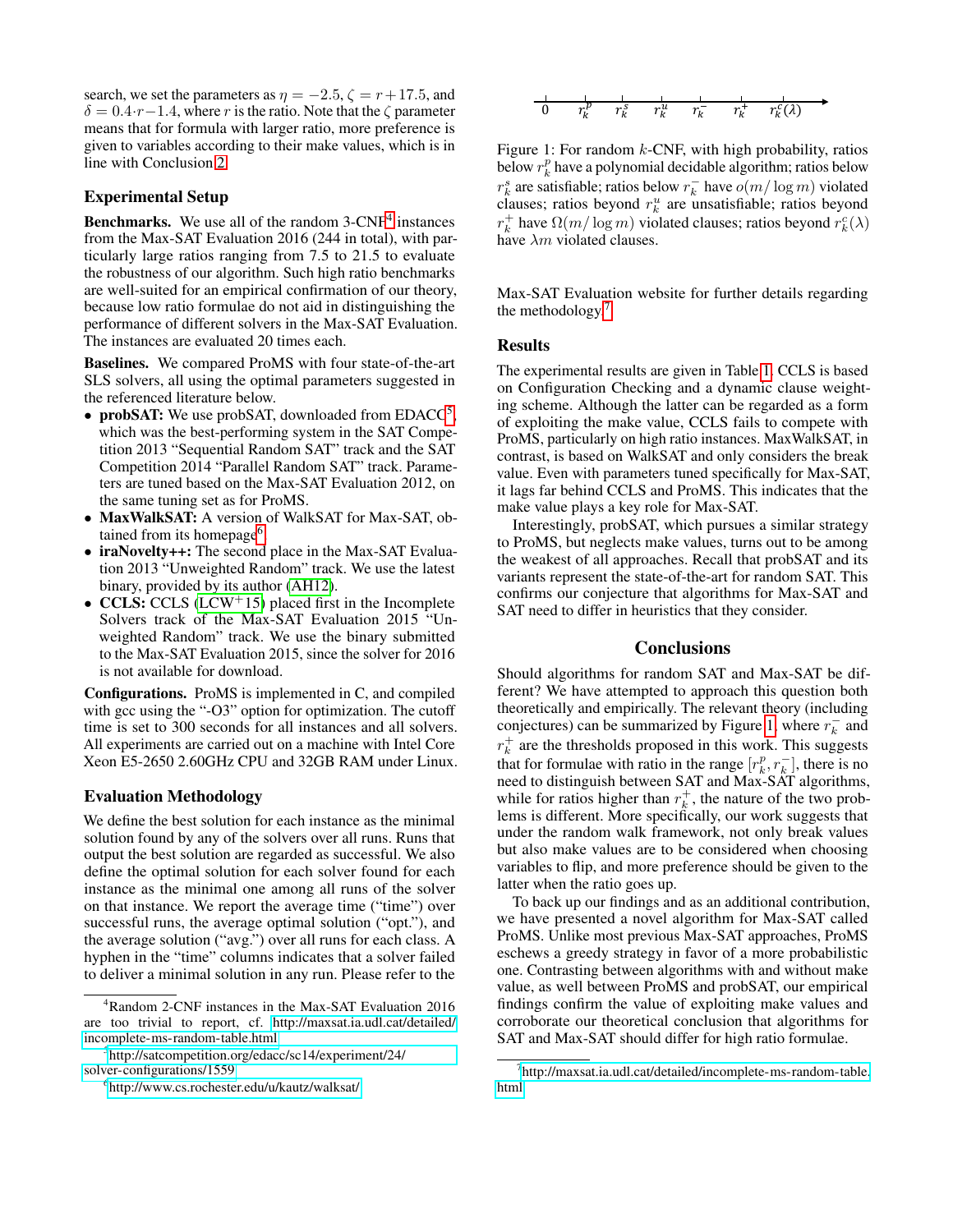search, we set the parameters as $\eta = -2.5$, $\zeta = r + 17.5$, and $\delta = 0.4 \cdot r - 1.4$, where $r$ is the ratio. Note that the $\zeta$ parameter means that for formula with larger ratio, more preference is given to variables according to their make values, which is in line with Conclusion 2.

## Experimental Setup

**Benchmarks.** We use all of the random 3-CNF[4] instances from the Max-SAT Evaluation 2016 (244 in total), with particularly large ratios ranging from 7.5 to 21.5 to evaluate the robustness of our algorithm. Such high ratio benchmarks are well-suited for an empirical confirmation of our theory, because low ratio formulae do not aid in distinguishing the performance of different solvers in the Max-SAT Evaluation. The instances are evaluated 20 times each.

**Baselines.** We compared ProMS with four state-of-the-art SLS solvers, all using the optimal parameters suggested in the referenced literature below.

- **probSAT:** We use probSAT, downloaded from EDACC[5], which was the best-performing system in the SAT Competition 2013 "Sequential Random SAT" track and the SAT Competition 2014 "Parallel Random SAT" track. Parameters are tuned based on the Max-SAT Evaluation 2012, on the same tuning set as for ProMS.
- **MaxWalkSAT:** A version of WalkSAT for Max-SAT, obtained from its homepage[6].
- **iraNovelty++:** The second place in the Max-SAT Evaluation 2013 "Unweighted Random" track. We use the latest binary, provided by its author (AH12).
- **CCLS:** CCLS (LCW+15) placed first in the Incomplete Solvers track of the Max-SAT Evaluation 2015 "Unweighted Random" track. We use the binary submitted to the Max-SAT Evaluation 2015, since the solver for 2016 is not available for download.

**Configurations.** ProMS is implemented in C, and compiled with gcc using the "-O3" option for optimization. The cutoff time is set to 300 seconds for all instances and all solvers. All experiments are carried out on a machine with Intel Core Xeon E5-2650 2.60GHz CPU and 32GB RAM under Linux.

## Evaluation Methodology

We define the best solution for each instance as the minimal solution found by any of the solvers over all runs. Runs that output the best solution are regarded as successful. We also define the optimal solution for each solver found for each instance as the minimal one among all runs of the solver on that instance. We report the average time ("time") over successful runs, the average optimal solution ("opt."), and the average solution ("avg.") over all runs for each class. A hyphen in the "time" columns indicates that a solver failed to deliver a minimal solution in any run. Please refer to the Max-SAT Evaluation website for further details regarding the methodology.[7]

[4] Random 2-CNF instances in the Max-SAT Evaluation 2016 are too trivial to report, cf. http://maxsat.ia.udl.cat/detailed/incomplete-ms-random-table.html

[5] http://satcompetition.org/edacc/sc14/experiment/24/solver-configurations/1559

[6] http://www.cs.rochester.edu/u/kautz/walksat/

$0 \quad r_k^p \quad r_k^s \quad r_k^u \quad r_k^- \quad r_k^+ \quad r_k^c(\lambda)$

Figure 1: For random $k$-CNF, with high probability, ratios below $r_k^p$ have a polynomial decidable algorithm; ratios below $r_k^s$ are satisfiable; ratios below $r_k^-$ have $o(m/\log m)$ violated clauses; ratios beyond $r_k^u$ are unsatisfiable; ratios beyond $r_k^+$ have $\Omega(m/\log m)$ violated clauses; ratios beyond $r_k^c(\lambda)$ have $\lambda m$ violated clauses.

## Results

The experimental results are given in Table 1. CCLS is based on Configuration Checking and a dynamic clause weighting scheme. Although the latter can be regarded as a form of exploiting the make value, CCLS fails to compete with ProMS, particularly on high ratio instances. MaxWalkSAT, in contrast, is based on WalkSAT and only considers the break value. Even with parameters tuned specifically for Max-SAT, it lags far behind CCLS and ProMS. This indicates that the make value plays a key role for Max-SAT.

Interestingly, probSAT, which pursues a similar strategy to ProMS, but neglects make values, turns out to be among the weakest of all approaches. Recall that probSAT and its variants represent the state-of-the-art for random SAT. This confirms our conjecture that algorithms for Max-SAT and SAT need to differ in heuristics that they consider.

# Conclusions

Should algorithms for random SAT and Max-SAT be different? We have attempted to approach this question both theoretically and empirically. The relevant theory (including conjectures) can be summarized by Figure 1, where $r_k^-$ and $r_k^+$ are the thresholds proposed in this work. This suggests that for formulae with ratio in the range $[r_k^p, r_k^-]$, there is no need to distinguish between SAT and Max-SAT algorithms, while for ratios higher than $r_k^+$, the nature of the two problems is different. More specifically, our work suggests that under the random walk framework, not only break values but also make values are to be considered when choosing variables to flip, and more preference should be given to the latter when the ratio goes up.

To back up our findings and as an additional contribution, we have presented a novel algorithm for Max-SAT called ProMS. Unlike most previous Max-SAT approaches, ProMS eschews a greedy strategy in favor of a more probabilistic one. Contrasting between algorithms with and without make value, as well between ProMS and probSAT, our empirical findings confirm the value of exploiting make values and corroborate our theoretical conclusion that algorithms for SAT and Max-SAT should differ for high ratio formulae.

[7] http://maxsat.ia.udl.cat/detailed/incomplete-ms-random-table.html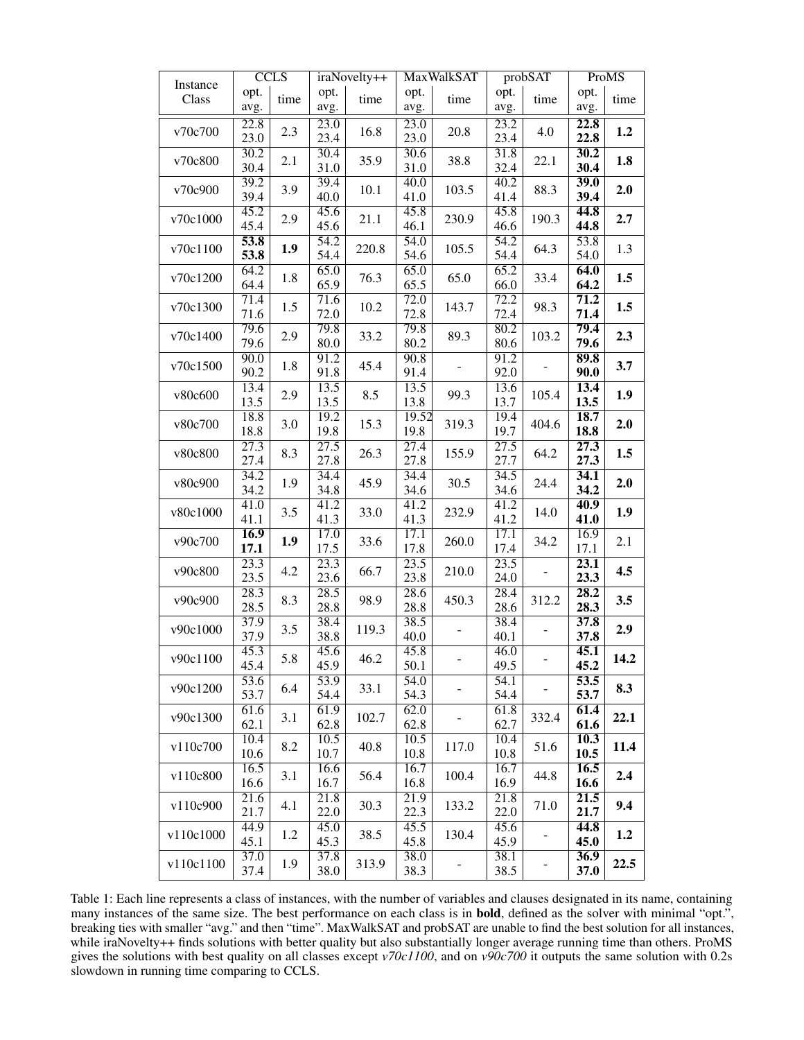| Instance Class | CCLS | | iraNovelty++ | | MaxWalkSAT | | probSAT | | ProMS | |
|---|---|---|---|---|---|---|---|---|---|---|
| | opt. avg. | time | opt. avg. | time | opt. avg. | time | opt. avg. | time | opt. avg. | time |
| v70c700 | 22.8 23.0 | 2.3 | 23.0 23.4 | 16.8 | 23.0 23.0 | 20.8 | 23.2 23.4 | 4.0 | **22.8 22.8** | **1.2** |
| v70c800 | 30.2 30.4 | 2.1 | 30.4 31.0 | 35.9 | 30.6 31.0 | 38.8 | 31.8 32.4 | 22.1 | **30.2 30.4** | **1.8** |
| v70c900 | 39.2 39.4 | 3.9 | 39.4 40.0 | 10.1 | 40.0 41.0 | 103.5 | 40.2 41.4 | 88.3 | **39.0 39.4** | **2.0** |
| v70c1000 | 45.2 45.4 | 2.9 | 45.6 45.6 | 21.1 | 45.8 46.1 | 230.9 | 45.8 46.6 | 190.3 | **44.8 44.8** | **2.7** |
| v70c1100 | **53.8 53.8** | **1.9** | 54.2 54.4 | 220.8 | 54.0 54.6 | 105.5 | 54.2 54.4 | 64.3 | 53.8 54.0 | 1.3 |
| v70c1200 | 64.2 64.4 | 1.8 | 65.0 65.9 | 76.3 | 65.0 65.5 | 65.0 | 65.2 66.0 | 33.4 | **64.0 64.2** | **1.5** |
| v70c1300 | 71.4 71.6 | 1.5 | 71.6 72.0 | 10.2 | 72.0 72.8 | 143.7 | 72.2 72.4 | 98.3 | **71.2 71.4** | **1.5** |
| v70c1400 | 79.6 79.6 | 2.9 | 79.8 80.0 | 33.2 | 79.8 80.2 | 89.3 | 80.2 80.6 | 103.2 | **79.4 79.6** | **2.3** |
| v70c1500 | 90.0 90.2 | 1.8 | 91.2 91.8 | 45.4 | 90.8 91.4 | - | 91.2 92.0 | - | **89.8 90.0** | **3.7** |
| v80c600 | 13.4 13.5 | 2.9 | 13.5 13.5 | 8.5 | 13.5 13.8 | 99.3 | 13.6 13.7 | 105.4 | **13.4 13.5** | **1.9** |
| v80c700 | 18.8 18.8 | 3.0 | 19.2 19.8 | 15.3 | 19.52 19.8 | 319.3 | 19.4 19.7 | 404.6 | **18.7 18.8** | **2.0** |
| v80c800 | 27.3 27.4 | 8.3 | 27.5 27.8 | 26.3 | 27.4 27.8 | 155.9 | 27.5 27.7 | 64.2 | **27.3 27.3** | **1.5** |
| v80c900 | 34.2 34.2 | 1.9 | 34.4 34.8 | 45.9 | 34.4 34.6 | 30.5 | 34.5 34.6 | 24.4 | **34.1 34.2** | **2.0** |
| v80c1000 | 41.0 41.1 | 3.5 | 41.2 41.3 | 33.0 | 41.2 41.3 | 232.9 | 41.2 41.2 | 14.0 | **40.9 41.0** | **1.9** |
| v90c700 | **16.9 17.1** | **1.9** | 17.0 17.5 | 33.6 | 17.1 17.8 | 260.0 | 17.1 17.4 | 34.2 | 16.9 17.1 | 2.1 |
| v90c800 | 23.3 23.5 | 4.2 | 23.3 23.6 | 66.7 | 23.5 23.8 | 210.0 | 23.5 24.0 | - | **23.1 23.3** | **4.5** |
| v90c900 | 28.3 28.5 | 8.3 | 28.5 28.8 | 98.9 | 28.6 28.8 | 450.3 | 28.4 28.6 | 312.2 | **28.2 28.3** | **3.5** |
| v90c1000 | 37.9 37.9 | 3.5 | 38.4 38.8 | 119.3 | 38.5 40.0 | - | 38.4 40.1 | - | **37.8 37.8** | **2.9** |
| v90c1100 | 45.3 45.4 | 5.8 | 45.6 45.9 | 46.2 | 45.8 50.1 | - | 46.0 49.5 | - | **45.1 45.2** | **14.2** |
| v90c1200 | 53.6 53.7 | 6.4 | 53.9 54.4 | 33.1 | 54.0 54.3 | - | 54.1 54.4 | - | **53.5 53.7** | **8.3** |
| v90c1300 | 61.6 62.1 | 3.1 | 61.9 62.8 | 102.7 | 62.0 62.8 | - | 61.8 62.7 | 332.4 | **61.4 61.6** | **22.1** |
| v110c700 | 10.4 10.6 | 8.2 | 10.5 10.7 | 40.8 | 10.5 10.8 | 117.0 | 10.4 10.8 | 51.6 | **10.3 10.5** | **11.4** |
| v110c800 | 16.5 16.6 | 3.1 | 16.6 16.7 | 56.4 | 16.7 16.8 | 100.4 | 16.7 16.9 | 44.8 | **16.5 16.6** | **2.4** |
| v110c900 | 21.6 21.7 | 4.1 | 21.8 22.0 | 30.3 | 21.9 22.3 | 133.2 | 21.8 22.0 | 71.0 | **21.5 21.7** | **9.4** |
| v110c1000 | 44.9 45.1 | 1.2 | 45.0 45.3 | 38.5 | 45.5 45.8 | 130.4 | 45.6 45.9 | - | **44.8 45.0** | **1.2** |
| v110c1100 | 37.0 37.4 | 1.9 | 37.8 38.0 | 313.9 | 38.0 38.3 | - | 38.1 38.5 | - | **36.9 37.0** | **22.5** |

Table 1: Each line represents a class of instances, with the number of variables and clauses designated in its name, containing many instances of the same size. The best performance on each class is in **bold**, defined as the solver with minimal "opt.", breaking ties with smaller "avg." and then "time". MaxWalkSAT and probSAT are unable to find the best solution for all instances, while iraNovelty++ finds solutions with better quality but also substantially longer average running time than others. ProMS gives the solutions with best quality on all classes except *v70c1100*, and on *v90c700* it outputs the same solution with 0.2s slowdown in running time comparing to CCLS.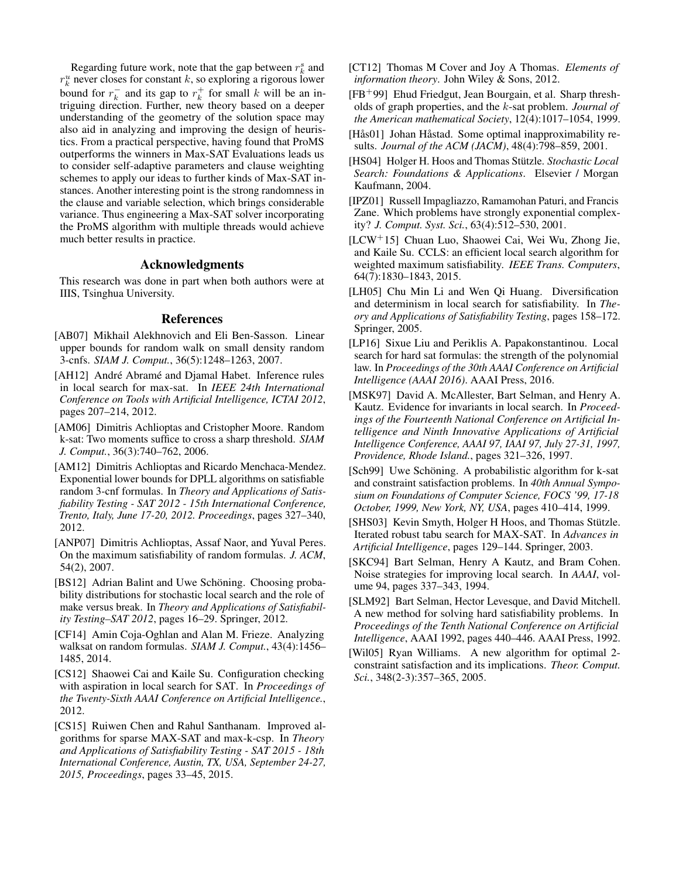Regarding future work, note that the gap between $r_k^s$ and $r_k^u$ never closes for constant $k$, so exploring a rigorous lower bound for $r_k^-$ and its gap to $r_k^+$ for small $k$ will be an intriguing direction. Further, new theory based on a deeper understanding of the geometry of the solution space may also aid in analyzing and improving the design of heuristics. From a practical perspective, having found that ProMS outperforms the winners in Max-SAT Evaluations leads us to consider self-adaptive parameters and clause weighting schemes to apply our ideas to further kinds of Max-SAT instances. Another interesting point is the strong randomness in the clause and variable selection, which brings considerable variance. Thus engineering a Max-SAT solver incorporating the ProMS algorithm with multiple threads would achieve much better results in practice.

## Acknowledgments

This research was done in part when both authors were at IIIS, Tsinghua University.

## References

[AB07] Mikhail Alekhnovich and Eli Ben-Sasson. Linear upper bounds for random walk on small density random 3-cnfs. *SIAM J. Comput.*, 36(5):1248–1263, 2007.

[AH12] André Abramé and Djamal Habet. Inference rules in local search for max-sat. In *IEEE 24th International Conference on Tools with Artificial Intelligence, ICTAI 2012*, pages 207–214, 2012.

[AM06] Dimitris Achlioptas and Cristopher Moore. Random k-sat: Two moments suffice to cross a sharp threshold. *SIAM J. Comput.*, 36(3):740–762, 2006.

[AM12] Dimitris Achlioptas and Ricardo Menchaca-Mendez. Exponential lower bounds for DPLL algorithms on satisfiable random 3-cnf formulas. In *Theory and Applications of Satisfiability Testing - SAT 2012 - 15th International Conference, Trento, Italy, June 17-20, 2012. Proceedings*, pages 327–340, 2012.

[ANP07] Dimitris Achlioptas, Assaf Naor, and Yuval Peres. On the maximum satisfiability of random formulas. *J. ACM*, 54(2), 2007.

[BS12] Adrian Balint and Uwe Schöning. Choosing probability distributions for stochastic local search and the role of make versus break. In *Theory and Applications of Satisfiability Testing–SAT 2012*, pages 16–29. Springer, 2012.

[CF14] Amin Coja-Oghlan and Alan M. Frieze. Analyzing walksat on random formulas. *SIAM J. Comput.*, 43(4):1456–1485, 2014.

[CS12] Shaowei Cai and Kaile Su. Configuration checking with aspiration in local search for SAT. In *Proceedings of the Twenty-Sixth AAAI Conference on Artificial Intelligence.*, 2012.

[CS15] Ruiwen Chen and Rahul Santhanam. Improved algorithms for sparse MAX-SAT and max-k-csp. In *Theory and Applications of Satisfiability Testing - SAT 2015 - 18th International Conference, Austin, TX, USA, September 24-27, 2015, Proceedings*, pages 33–45, 2015.

[CT12] Thomas M Cover and Joy A Thomas. *Elements of information theory*. John Wiley & Sons, 2012.

[FB+99] Ehud Friedgut, Jean Bourgain, et al. Sharp thresholds of graph properties, and the $k$-sat problem. *Journal of the American mathematical Society*, 12(4):1017–1054, 1999.

[Hås01] Johan Håstad. Some optimal inapproximability results. *Journal of the ACM (JACM)*, 48(4):798–859, 2001.

[HS04] Holger H. Hoos and Thomas Stützle. *Stochastic Local Search: Foundations & Applications*. Elsevier / Morgan Kaufmann, 2004.

[IPZ01] Russell Impagliazzo, Ramamohan Paturi, and Francis Zane. Which problems have strongly exponential complexity? *J. Comput. Syst. Sci.*, 63(4):512–530, 2001.

[LCW+15] Chuan Luo, Shaowei Cai, Wei Wu, Zhong Jie, and Kaile Su. CCLS: an efficient local search algorithm for weighted maximum satisfiability. *IEEE Trans. Computers*, 64(7):1830–1843, 2015.

[LH05] Chu Min Li and Wen Qi Huang. Diversification and determinism in local search for satisfiability. In *Theory and Applications of Satisfiability Testing*, pages 158–172. Springer, 2005.

[LP16] Sixue Liu and Periklis A. Papakonstantinou. Local search for hard sat formulas: the strength of the polynomial law. In *Proceedings of the 30th AAAI Conference on Artificial Intelligence (AAAI 2016)*. AAAI Press, 2016.

[MSK97] David A. McAllester, Bart Selman, and Henry A. Kautz. Evidence for invariants in local search. In *Proceedings of the Fourteenth National Conference on Artificial Intelligence and Ninth Innovative Applications of Artificial Intelligence Conference, AAAI 97, IAAI 97, July 27-31, 1997, Providence, Rhode Island.*, pages 321–326, 1997.

[Sch99] Uwe Schöning. A probabilistic algorithm for k-sat and constraint satisfaction problems. In *40th Annual Symposium on Foundations of Computer Science, FOCS '99, 17-18 October, 1999, New York, NY, USA*, pages 410–414, 1999.

[SHS03] Kevin Smyth, Holger H Hoos, and Thomas Stützle. Iterated robust tabu search for MAX-SAT. In *Advances in Artificial Intelligence*, pages 129–144. Springer, 2003.

[SKC94] Bart Selman, Henry A Kautz, and Bram Cohen. Noise strategies for improving local search. In *AAAI*, volume 94, pages 337–343, 1994.

[SLM92] Bart Selman, Hector Levesque, and David Mitchell. A new method for solving hard satisfiability problems. In *Proceedings of the Tenth National Conference on Artificial Intelligence*, AAAI 1992, pages 440–446. AAAI Press, 1992.

[Wil05] Ryan Williams. A new algorithm for optimal 2-constraint satisfaction and its implications. *Theor. Comput. Sci.*, 348(2-3):357–365, 2005.